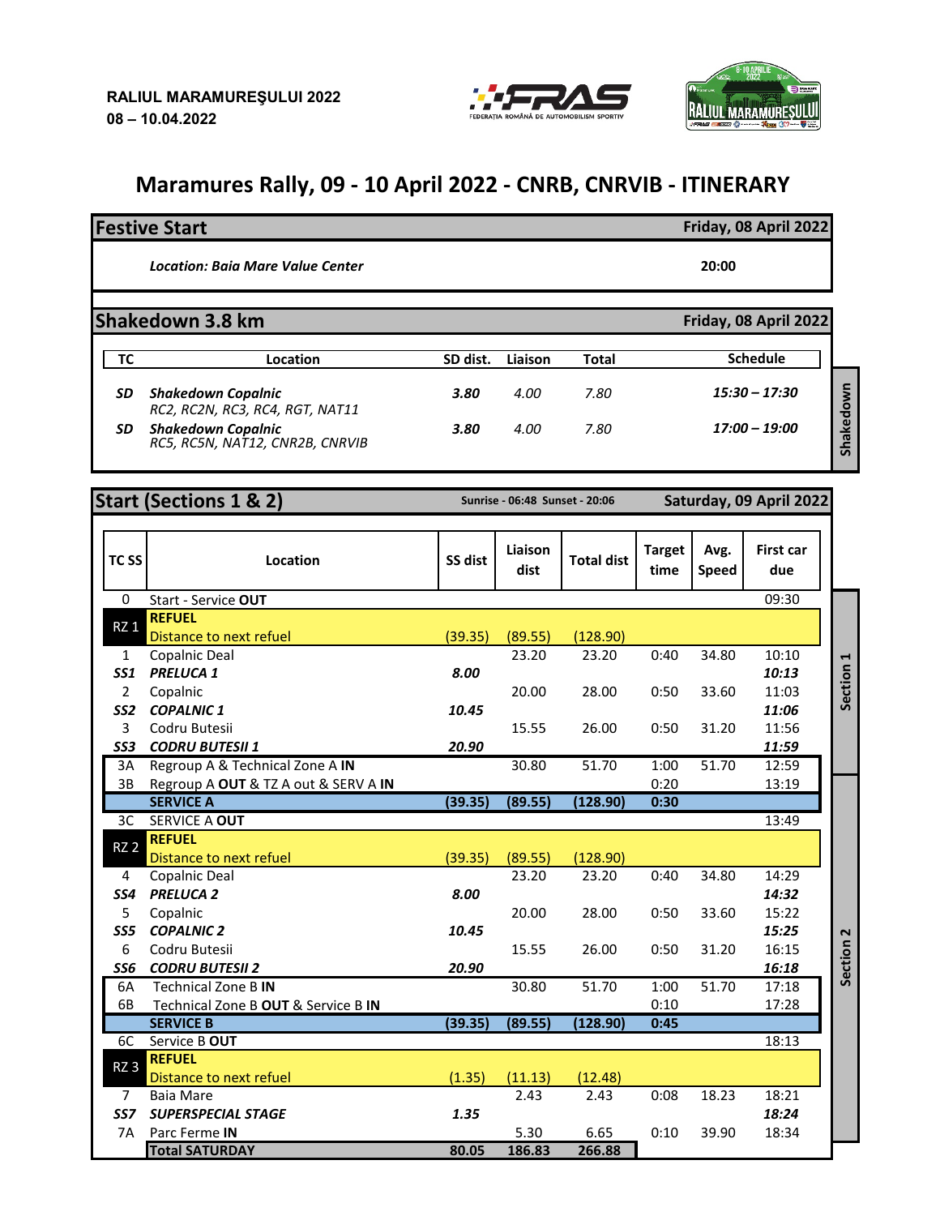RALIUL MARAMUREŞULUI 2022
08 – 10.04.2022

# Maramures Rally, 09 - 10 April 2022 - CNRB, CNRVIB - ITINERARY

## Festive Start — Friday, 08 April 2022

| *Location: Baia Mare Value Center* | 20:00 |
|---|---|

## Shakedown 3.8 km — Friday, 08 April 2022

| TC | Location | SD dist. | Liaison | Total | Schedule |
|---|---|---|---|---|---|
| *SD* | ***Shakedown Copalnic*** *RC2, RC2N, RC3, RC4, RGT, NAT11* | ***3.80*** | *4.00* | *7.80* | ***15:30 – 17:30*** |
| *SD* | ***Shakedown Copalnic*** *RC5, RC5N, NAT12, CNR2B, CNRVIB* | ***3.80*** | *4.00* | *7.80* | ***17:00 – 19:00*** |

## Start (Sections 1 & 2) — Sunrise - 06:48 Sunset - 20:06 — Saturday, 09 April 2022

| TC SS | Location | SS dist | Liaison dist | Total dist | Target time | Avg. Speed | First car due | Section |
|---|---|---|---|---|---|---|---|---|
| 0 | Start - Service **OUT** | | | | | | 09:30 | Section 1 |
| RZ 1 | **REFUEL** Distance to next refuel | (39.35) | (89.55) | (128.90) | | | | Section 1 |
| 1 | Copalnic Deal | | 23.20 | 23.20 | 0:40 | 34.80 | 10:10 | Section 1 |
| ***SS1*** | ***PRELUCA 1*** | ***8.00*** | | | | | ***10:13*** | Section 1 |
| 2 | Copalnic | | 20.00 | 28.00 | 0:50 | 33.60 | 11:03 | Section 1 |
| ***SS2*** | ***COPALNIC 1*** | ***10.45*** | | | | | ***11:06*** | Section 1 |
| 3 | Codru Butesii | | 15.55 | 26.00 | 0:50 | 31.20 | 11:56 | Section 1 |
| ***SS3*** | ***CODRU BUTESII 1*** | ***20.90*** | | | | | ***11:59*** | Section 1 |
| 3A | Regroup A & Technical Zone A **IN** | | 30.80 | 51.70 | 1:00 | 51.70 | 12:59 | Section 1 |
| 3B | Regroup A **OUT** & TZ A out & SERV A **IN** | | | | 0:20 | | 13:19 | Section 1 |
| | **SERVICE A** | **(39.35)** | **(89.55)** | **(128.90)** | **0:30** | | | |
| 3C | SERVICE A **OUT** | | | | | | 13:49 | Section 2 |
| RZ 2 | **REFUEL** Distance to next refuel | (39.35) | (89.55) | (128.90) | | | | Section 2 |
| 4 | Copalnic Deal | | 23.20 | 23.20 | 0:40 | 34.80 | 14:29 | Section 2 |
| ***SS4*** | ***PRELUCA 2*** | ***8.00*** | | | | | ***14:32*** | Section 2 |
| 5 | Copalnic | | 20.00 | 28.00 | 0:50 | 33.60 | 15:22 | Section 2 |
| ***SS5*** | ***COPALNIC 2*** | ***10.45*** | | | | | ***15:25*** | Section 2 |
| 6 | Codru Butesii | | 15.55 | 26.00 | 0:50 | 31.20 | 16:15 | Section 2 |
| ***SS6*** | ***CODRU BUTESII 2*** | ***20.90*** | | | | | ***16:18*** | Section 2 |
| 6A | Technical Zone B **IN** | | 30.80 | 51.70 | 1:00 | 51.70 | 17:18 | Section 2 |
| 6B | Technical Zone B **OUT** & Service B **IN** | | | | 0:10 | | 17:28 | Section 2 |
| | **SERVICE B** | **(39.35)** | **(89.55)** | **(128.90)** | **0:45** | | | Section 2 |
| 6C | Service B **OUT** | | | | | | 18:13 | Section 2 |
| RZ 3 | **REFUEL** Distance to next refuel | (1.35) | (11.13) | (12.48) | | | | Section 2 |
| 7 | Baia Mare | | 2.43 | 2.43 | 0:08 | 18.23 | 18:21 | Section 2 |
| ***SS7*** | ***SUPERSPECIAL STAGE*** | ***1.35*** | | | | | ***18:24*** | Section 2 |
| 7A | Parc Ferme **IN** | | 5.30 | 6.65 | 0:10 | 39.90 | 18:34 | Section 2 |
| | **Total SATURDAY** | **80.05** | **186.83** | **266.88** | | | | |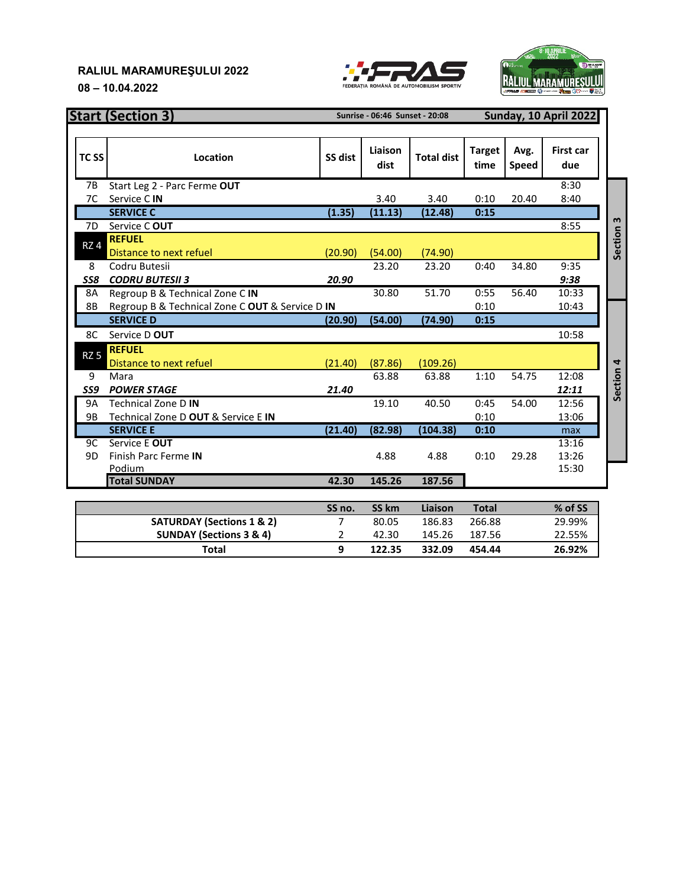**RALIUL MARAMUREŞULUI 2022**
**08 – 10.04.2022**

## Start (Section 3)

Sunrise - 06:46 Sunset - 20:08

**Sunday, 10 April 2022**

| TC SS | Location | SS dist | Liaison dist | Total dist | Target time | Avg. Speed | First car due | Section |
|---|---|---|---|---|---|---|---|---|
| 7B | Start Leg 2 - Parc Ferme **OUT** | | | | | | 8:30 | Section 3 |
| 7C | Service C **IN** | | 3.40 | 3.40 | 0:10 | 20.40 | 8:40 | |
| | **SERVICE C** | **(1.35)** | **(11.13)** | **(12.48)** | **0:15** | | | |
| 7D | Service C **OUT** | | | | | | 8:55 | |
| RZ 4 | **REFUEL** Distance to next refuel | (20.90) | (54.00) | (74.90) | | | | |
| 8 | Codru Butesii | | 23.20 | 23.20 | 0:40 | 34.80 | 9:35 | |
| ***SS8*** | ***CODRU BUTESII 3*** | ***20.90*** | | | | | ***9:38*** | |
| 8A | Regroup B & Technical Zone C **IN** | | 30.80 | 51.70 | 0:55 | 56.40 | 10:33 | |
| 8B | Regroup B & Technical Zone C **OUT** & Service D **IN** | | | | 0:10 | | 10:43 | Section 4 |
| | **SERVICE D** | **(20.90)** | **(54.00)** | **(74.90)** | **0:15** | | | |
| 8C | Service D **OUT** | | | | | | 10:58 | |
| RZ 5 | **REFUEL** Distance to next refuel | (21.40) | (87.86) | (109.26) | | | | |
| 9 | Mara | | 63.88 | 63.88 | 1:10 | 54.75 | 12:08 | |
| ***SS9*** | ***POWER STAGE*** | ***21.40*** | | | | | ***12:11*** | |
| 9A | Technical Zone D **IN** | | 19.10 | 40.50 | 0:45 | 54.00 | 12:56 | |
| 9B | Technical Zone D **OUT** & Service E **IN** | | | | 0:10 | | 13:06 | |
| | **SERVICE E** | **(21.40)** | **(82.98)** | **(104.38)** | **0:10** | | max | |
| 9C | Service E **OUT** | | | | | | 13:16 | |
| 9D | Finish Parc Ferme **IN** | | 4.88 | 4.88 | 0:10 | 29.28 | 13:26 | |
| | Podium | | | | | | 15:30 | |
| | **Total SUNDAY** | **42.30** | **145.26** | **187.56** | | | | |

| | SS no. | SS km | Liaison | Total | % of SS |
|---|---|---|---|---|---|
| **SATURDAY (Sections 1 & 2)** | 7 | 80.05 | 186.83 | 266.88 | 29.99% |
| **SUNDAY (Sections 3 & 4)** | 2 | 42.30 | 145.26 | 187.56 | 22.55% |
| **Total** | **9** | **122.35** | **332.09** | **454.44** | **26.92%** |